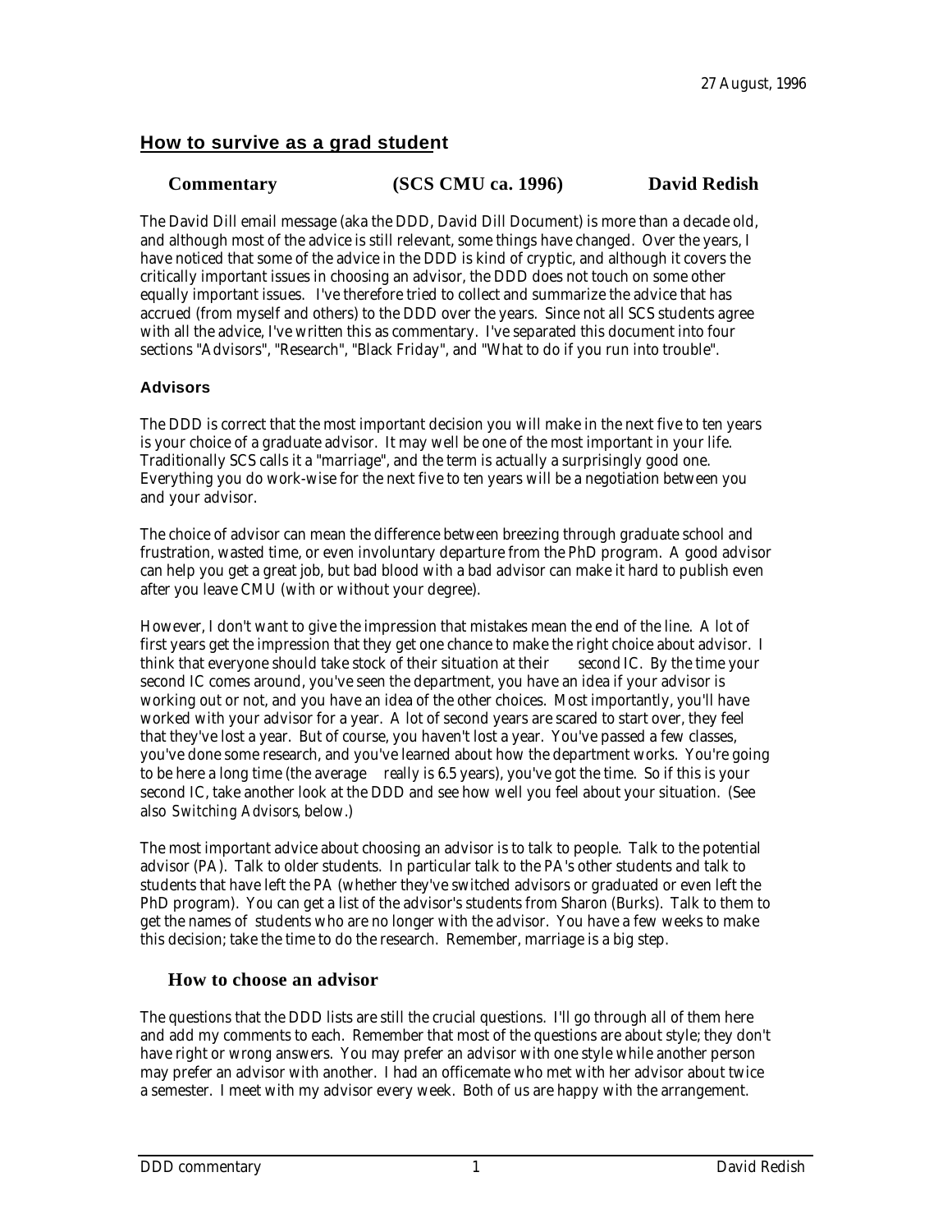27 August, 1996

# How to survive as a grad student

**Commentary (SCS CMU ca. 1996) David Redish**

The David Dill email message (aka the DDD, David Dill Document) is more than a decade old, and although most of the advice is still relevant, some things have changed. Over the years, I have noticed that some of the advice in the DDD is kind of cryptic, and although it covers the critically important issues in choosing an advisor, the DDD does not touch on some other equally important issues. I've therefore tried to collect and summarize the advice that has accrued (from myself and others) to the DDD over the years. Since not all SCS students agree with all the advice, I've written this as commentary. I've separated this document into four sections "Advisors", "Research", "Black Friday", and "What to do if you run into trouble".

## Advisors

The DDD is correct that the most important decision you will make in the next five to ten years is your choice of a graduate advisor. It may well be one of the most important in your life. Traditionally SCS calls it a "marriage", and the term is actually a surprisingly good one. Everything you do work-wise for the next five to ten years will be a negotiation between you and your advisor.

The choice of advisor can mean the difference between breezing through graduate school and frustration, wasted time, or even involuntary departure from the PhD program. A good advisor can help you get a great job, but bad blood with a bad advisor can make it hard to publish even after you leave CMU (with or without your degree).

However, I don't want to give the impression that mistakes mean the end of the line. A lot of first years get the impression that they get one chance to make the right choice about advisor. I think that everyone should take stock of their situation at their *second* IC. By the time your second IC comes around, you've seen the department, you have an idea if your advisor is working out or not, and you have an idea of the other choices. Most importantly, you'll have worked with your advisor for a year. A lot of second years are scared to start over, they feel that they've lost a year. But of course, you haven't lost a year. You've passed a few classes, you've done some research, and you've learned about how the department works. You're going to be here a long time (the average *really* is 6.5 years), you've got the time. So if this is your second IC, take another look at the DDD and see how well you feel about your situation. (See also *Switching Advisors*, below.)

The most important advice about choosing an advisor is to talk to people. Talk to the potential advisor (PA). Talk to older students. In particular talk to the PA's other students and talk to students that have left the PA (whether they've switched advisors or graduated or even left the PhD program). You can get a list of the advisor's students from Sharon (Burks). Talk to them to get the names of students who are no longer with the advisor. You have a few weeks to make this decision; take the time to do the research. Remember, marriage is a big step.

### How to choose an advisor

The questions that the DDD lists are still the crucial questions. I'll go through all of them here and add my comments to each. Remember that most of the questions are about style; they don't have right or wrong answers. You may prefer an advisor with one style while another person may prefer an advisor with another. I had an officemate who met with her advisor about twice a semester. I meet with my advisor every week. Both of us are happy with the arrangement.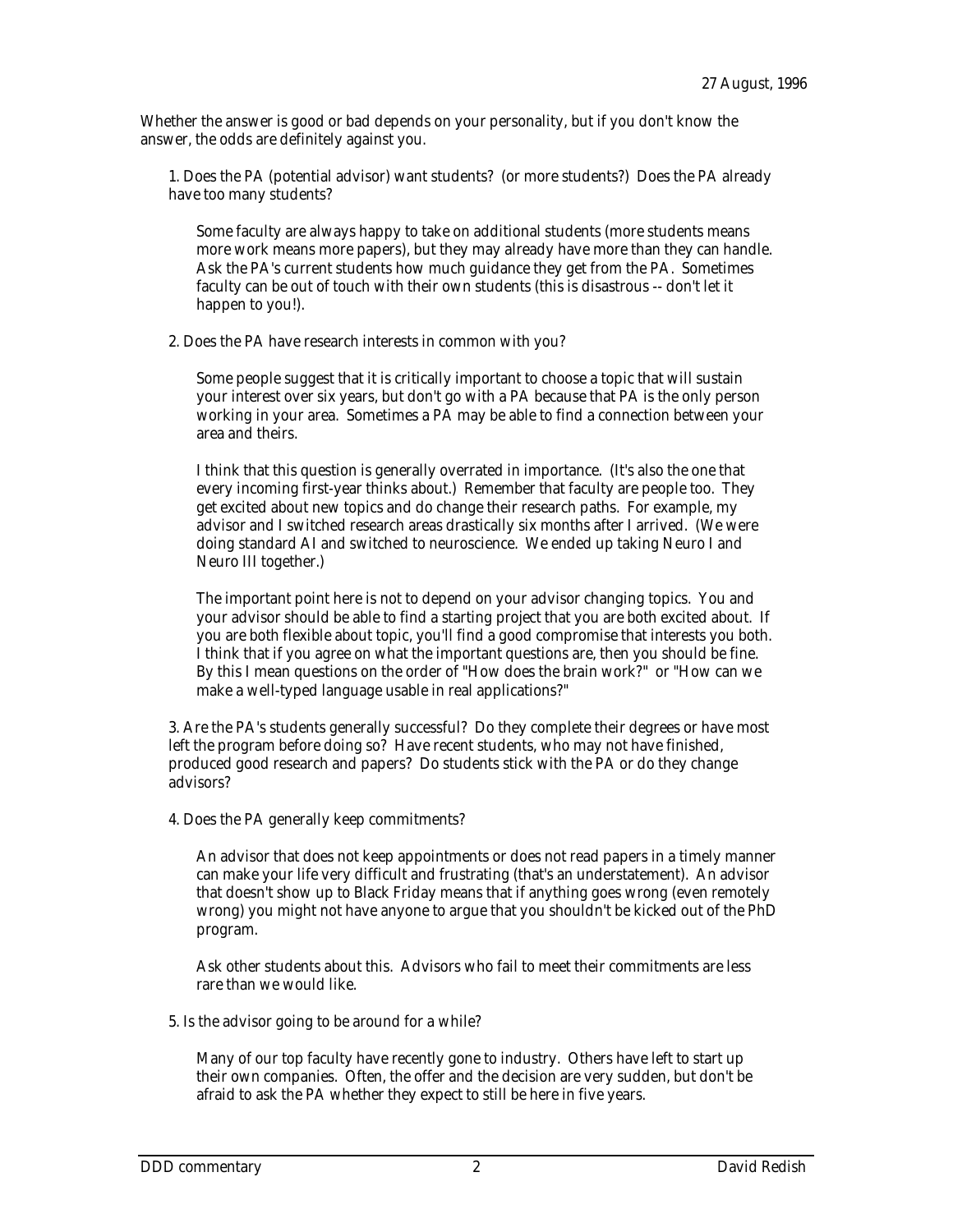Whether the answer is good or bad depends on your personality, but if you don't know the answer, the odds are definitely against you.

1. Does the PA (potential advisor) want students? (or more students?) Does the PA already have too many students?

   Some faculty are always happy to take on additional students (more students means more work means more papers), but they may already have more than they can handle. Ask the PA's current students how much guidance they get from the PA. Sometimes faculty can be out of touch with their own students (this is disastrous -- don't let it happen to you!).

2. Does the PA have research interests in common with you?

   Some people suggest that it is critically important to choose a topic that will sustain your interest over six years, but don't go with a PA because that PA is the only person working in your area. Sometimes a PA may be able to find a connection between your area and theirs.

   I think that this question is generally overrated in importance. (It's also the one that every incoming first-year thinks about.) Remember that faculty are people too. They get excited about new topics and do change their research paths. For example, my advisor and I switched research areas drastically six months after I arrived. (We were doing standard AI and switched to neuroscience. We ended up taking Neuro I and Neuro III together.)

   The important point here is not to depend on your advisor changing topics. You and your advisor should be able to find a starting project that you are both excited about. If you are both flexible about topic, you'll find a good compromise that interests you both. I think that if you agree on what the important questions are, then you should be fine. By this I mean questions on the order of "How does the brain work?" or "How can we make a well-typed language usable in real applications?"

3. Are the PA's students generally successful? Do they complete their degrees or have most left the program before doing so? Have recent students, who may not have finished, produced good research and papers? Do students stick with the PA or do they change advisors?

4. Does the PA generally keep commitments?

   An advisor that does not keep appointments or does not read papers in a timely manner can make your life very difficult and frustrating (that's an understatement). An advisor that doesn't show up to Black Friday means that if anything goes wrong (even remotely wrong) you might not have anyone to argue that you shouldn't be kicked out of the PhD program.

   Ask other students about this. Advisors who fail to meet their commitments are less rare than we would like.

5. Is the advisor going to be around for a while?

   Many of our top faculty have recently gone to industry. Others have left to start up their own companies. Often, the offer and the decision are very sudden, but don't be afraid to ask the PA whether they expect to still be here in five years.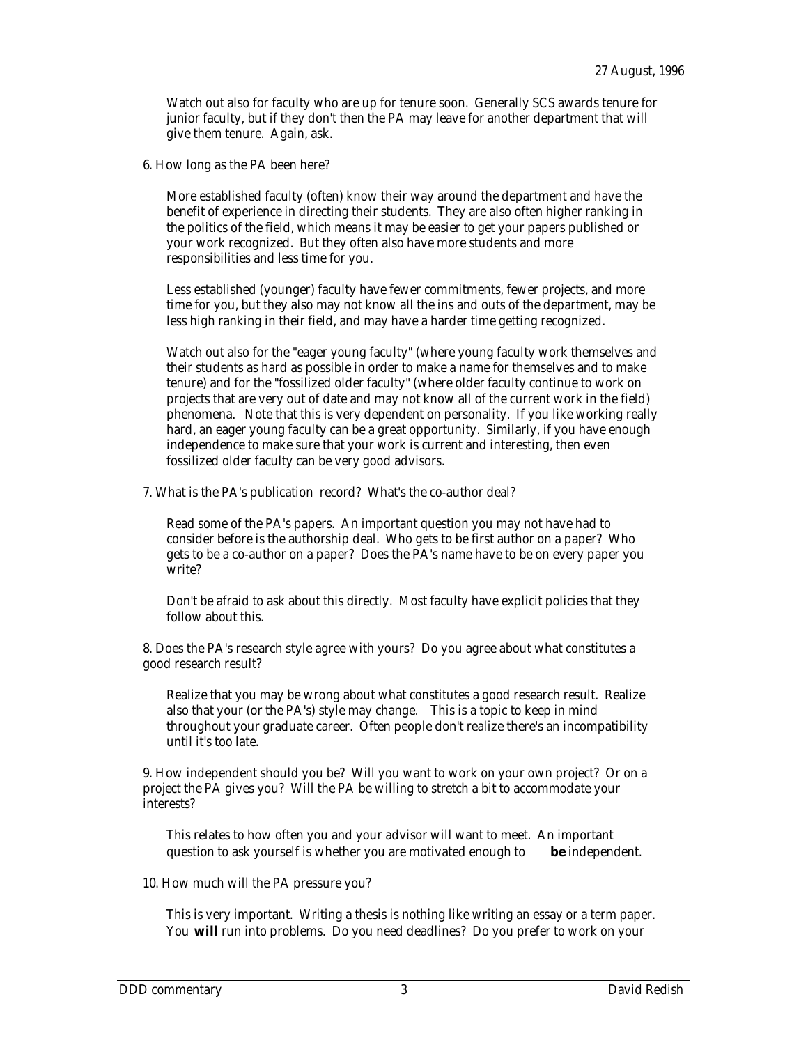Watch out also for faculty who are up for tenure soon. Generally SCS awards tenure for junior faculty, but if they don't then the PA may leave for another department that will give them tenure. Again, ask.

6. How long as the PA been here?

More established faculty (often) know their way around the department and have the benefit of experience in directing their students. They are also often higher ranking in the politics of the field, which means it may be easier to get your papers published or your work recognized. But they often also have more students and more responsibilities and less time for you.

Less established (younger) faculty have fewer commitments, fewer projects, and more time for you, but they also may not know all the ins and outs of the department, may be less high ranking in their field, and may have a harder time getting recognized.

Watch out also for the "eager young faculty" (where young faculty work themselves and their students as hard as possible in order to make a name for themselves and to make tenure) and for the "fossilized older faculty" (where older faculty continue to work on projects that are very out of date and may not know all of the current work in the field) phenomena. Note that this is very dependent on personality. If you like working really hard, an eager young faculty can be a great opportunity. Similarly, if you have enough independence to make sure that your work is current and interesting, then even fossilized older faculty can be very good advisors.

7. What is the PA's publication record? What's the co-author deal?

Read some of the PA's papers. An important question you may not have had to consider before is the authorship deal. Who gets to be first author on a paper? Who gets to be a co-author on a paper? Does the PA's name have to be on every paper you write?

Don't be afraid to ask about this directly. Most faculty have explicit policies that they follow about this.

8. Does the PA's research style agree with yours? Do you agree about what constitutes a good research result?

Realize that you may be wrong about what constitutes a good research result. Realize also that your (or the PA's) style may change. This is a topic to keep in mind throughout your graduate career. Often people don't realize there's an incompatibility until it's too late.

9. How independent should you be? Will you want to work on your own project? Or on a project the PA gives you? Will the PA be willing to stretch a bit to accommodate your interests?

This relates to how often you and your advisor will want to meet. An important question to ask yourself is whether you are motivated enough to **be** independent.

10. How much will the PA pressure you?

This is very important. Writing a thesis is nothing like writing an essay or a term paper. You **will** run into problems. Do you need deadlines? Do you prefer to work on your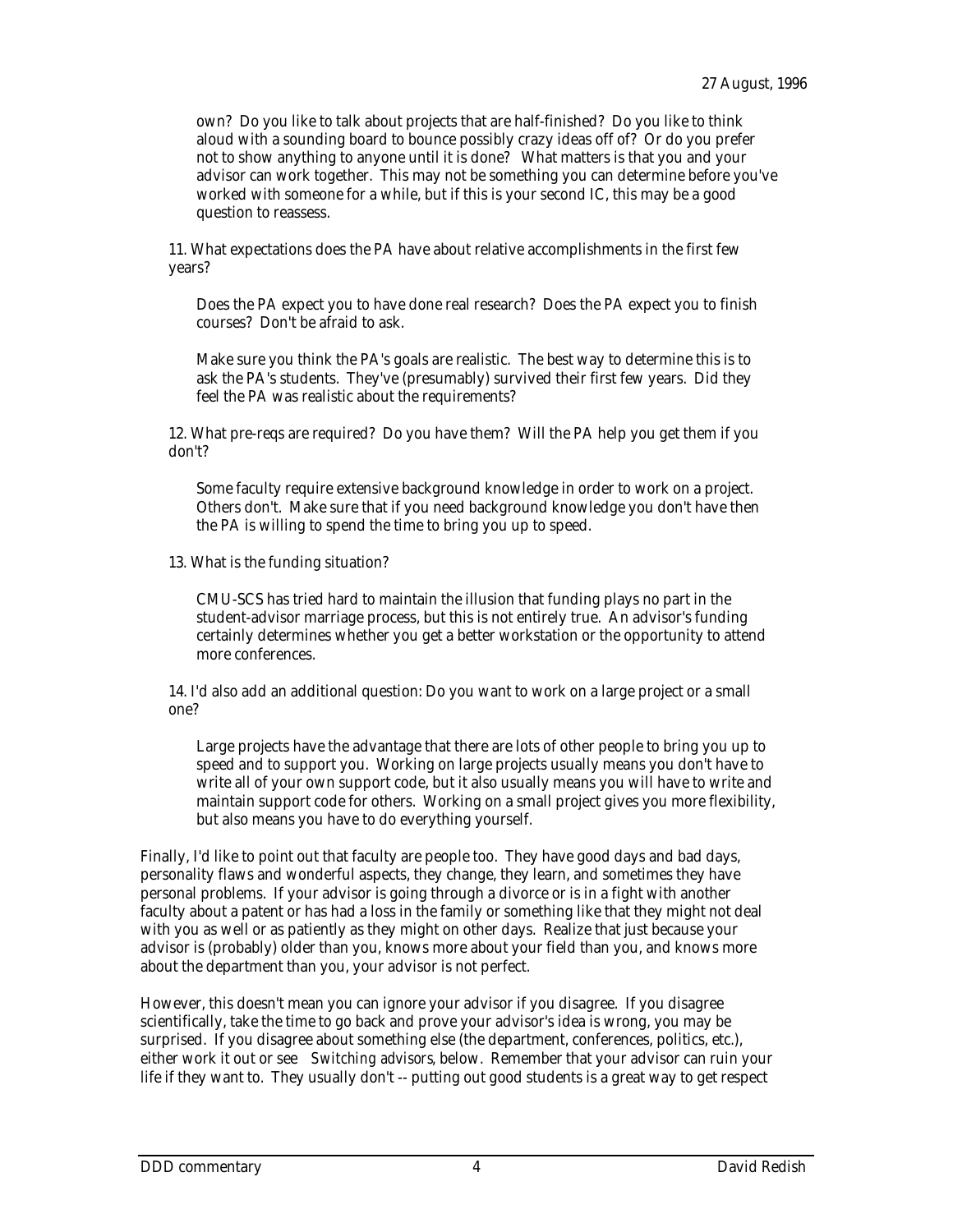own? Do you like to talk about projects that are half-finished? Do you like to think aloud with a sounding board to bounce possibly crazy ideas off of? Or do you prefer not to show anything to anyone until it is done? What matters is that you and your advisor can work together. This may not be something you can determine before you've worked with someone for a while, but if this is your second IC, this may be a good question to reassess.

11. What expectations does the PA have about relative accomplishments in the first few years?

   Does the PA expect you to have done real research? Does the PA expect you to finish courses? Don't be afraid to ask.

   Make sure you think the PA's goals are realistic. The best way to determine this is to ask the PA's students. They've (presumably) survived their first few years. Did they feel the PA was realistic about the requirements?

12. What pre-reqs are required? Do you have them? Will the PA help you get them if you don't?

   Some faculty require extensive background knowledge in order to work on a project. Others don't. Make sure that if you need background knowledge you don't have then the PA is willing to spend the time to bring you up to speed.

13. What is the funding situation?

   CMU-SCS has tried hard to maintain the illusion that funding plays no part in the student-advisor marriage process, but this is not entirely true. An advisor's funding certainly determines whether you get a better workstation or the opportunity to attend more conferences.

14. I'd also add an additional question: Do you want to work on a large project or a small one?

   Large projects have the advantage that there are lots of other people to bring you up to speed and to support you. Working on large projects usually means you don't have to write all of your own support code, but it also usually means you will have to write and maintain support code for others. Working on a small project gives you more flexibility, but also means you have to do everything yourself.

Finally, I'd like to point out that faculty are people too. They have good days and bad days, personality flaws and wonderful aspects, they change, they learn, and sometimes they have personal problems. If your advisor is going through a divorce or is in a fight with another faculty about a patent or has had a loss in the family or something like that they might not deal with you as well or as patiently as they might on other days. Realize that just because your advisor is (probably) older than you, knows more about your field than you, and knows more about the department than you, your advisor is not perfect.

However, this doesn't mean you can ignore your advisor if you disagree. If you disagree scientifically, take the time to go back and prove your advisor's idea is wrong, you may be surprised. If you disagree about something else (the department, conferences, politics, etc.), either work it out or see *Switching advisors*, below. Remember that your advisor can ruin your life if they want to. They usually don't -- putting out good students is a great way to get respect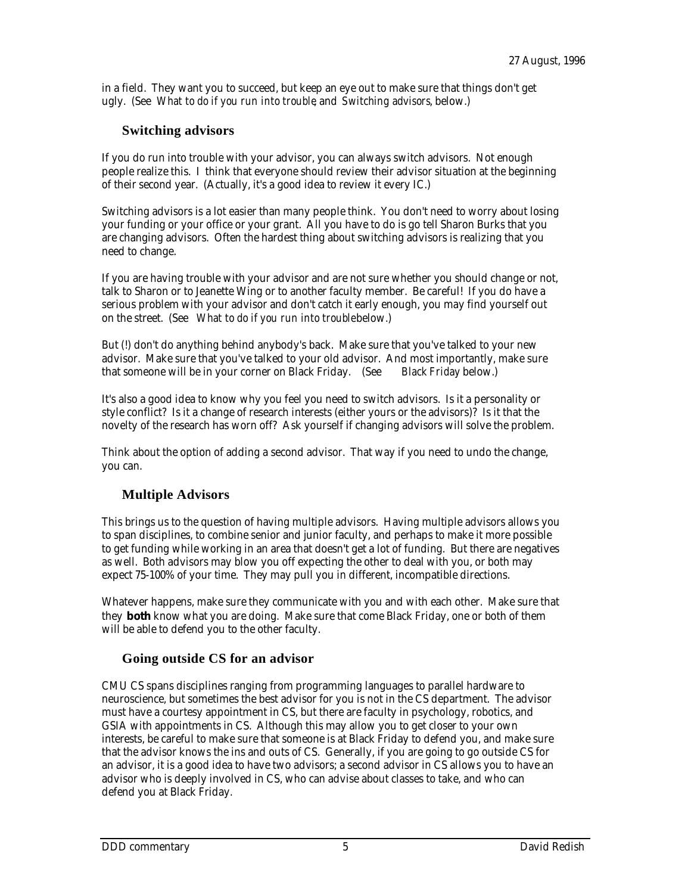in a field. They want you to succeed, but keep an eye out to make sure that things don't get ugly. (See *What to do if you run into trouble*, and *Switching advisors*, below.)

### Switching advisors

If you do run into trouble with your advisor, you can always switch advisors. Not enough people realize this. I think that everyone should review their advisor situation at the beginning of their second year. (Actually, it's a good idea to review it every IC.)

Switching advisors is a lot easier than many people think. You don't need to worry about losing your funding or your office or your grant. All you have to do is go tell Sharon Burks that you are changing advisors. Often the hardest thing about switching advisors is realizing that you need to change.

If you are having trouble with your advisor and are not sure whether you should change or not, talk to Sharon or to Jeanette Wing or to another faculty member. Be careful! If you do have a serious problem with your advisor and don't catch it early enough, you may find yourself out on the street. (See *What to do if you run into trouble* below.)

But (!) don't do anything behind anybody's back. Make sure that you've talked to your new advisor. Make sure that you've talked to your old advisor. And most importantly, make sure that someone will be in your corner on Black Friday. (See *Black Friday* below.)

It's also a good idea to know why you feel you need to switch advisors. Is it a personality or style conflict? Is it a change of research interests (either yours or the advisors)? Is it that the novelty of the research has worn off? Ask yourself if changing advisors will solve the problem.

Think about the option of adding a second advisor. That way if you need to undo the change, you can.

### Multiple Advisors

This brings us to the question of having multiple advisors. Having multiple advisors allows you to span disciplines, to combine senior and junior faculty, and perhaps to make it more possible to get funding while working in an area that doesn't get a lot of funding. But there are negatives as well. Both advisors may blow you off expecting the other to deal with you, or both may expect 75-100% of your time. They may pull you in different, incompatible directions.

Whatever happens, make sure they communicate with you and with each other. Make sure that they **both** know what you are doing. Make sure that come Black Friday, one or both of them will be able to defend you to the other faculty.

### Going outside CS for an advisor

CMU CS spans disciplines ranging from programming languages to parallel hardware to neuroscience, but sometimes the best advisor for you is not in the CS department. The advisor must have a courtesy appointment in CS, but there are faculty in psychology, robotics, and GSIA with appointments in CS. Although this may allow you to get closer to your own interests, be careful to make sure that someone is at Black Friday to defend you, and make sure that the advisor knows the ins and outs of CS. Generally, if you are going to go outside CS for an advisor, it is a good idea to have two advisors; a second advisor in CS allows you to have an advisor who is deeply involved in CS, who can advise about classes to take, and who can defend you at Black Friday.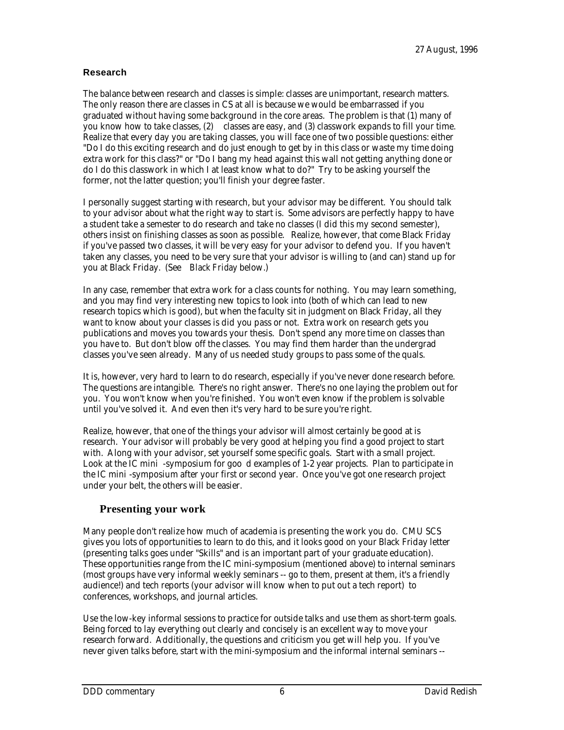27 August, 1996

### Research

The balance between research and classes is simple: classes are unimportant, research matters. The only reason there are classes in CS at all is because we would be embarrassed if you graduated without having some background in the core areas. The problem is that (1) many of you know how to take classes, (2) classes are easy, and (3) classwork expands to fill your time. Realize that every day you are taking classes, you will face one of two possible questions: either "Do I do this exciting research and do just enough to get by in this class or waste my time doing extra work for this class?" or "Do I bang my head against this wall not getting anything done or do I do this classwork in which I at least know what to do?" Try to be asking yourself the former, not the latter question; you'll finish your degree faster.

I personally suggest starting with research, but your advisor may be different. You should talk to your advisor about what the right way to start is. Some advisors are perfectly happy to have a student take a semester to do research and take no classes (I did this my second semester), others insist on finishing classes as soon as possible. Realize, however, that come Black Friday if you've passed two classes, it will be very easy for your advisor to defend you. If you haven't taken any classes, you need to be very sure that your advisor is willing to (and can) stand up for you at Black Friday. (See *Black Friday* below.)

In any case, remember that extra work for a class counts for nothing. You may learn something, and you may find very interesting new topics to look into (both of which can lead to new research topics which is good), but when the faculty sit in judgment on Black Friday, all they want to know about your classes is did you pass or not. Extra work on research gets you publications and moves you towards your thesis. Don't spend any more time on classes than you have to. But don't blow off the classes. You may find them harder than the undergrad classes you've seen already. Many of us needed study groups to pass some of the quals.

It is, however, very hard to learn to do research, especially if you've never done research before. The questions are intangible. There's no right answer. There's no one laying the problem out for you. You won't know when you're finished. You won't even know if the problem is solvable until you've solved it. And even then it's very hard to be sure you're right.

Realize, however, that one of the things your advisor will almost certainly be good at is research. Your advisor will probably be very good at helping you find a good project to start with. Along with your advisor, set yourself some specific goals. Start with a small project. Look at the IC mini-symposium for good examples of 1-2 year projects. Plan to participate in the IC mini-symposium after your first or second year. Once you've got one research project under your belt, the others will be easier.

## Presenting your work

Many people don't realize how much of academia is presenting the work you do. CMU SCS gives you lots of opportunities to learn to do this, and it looks good on your Black Friday letter (presenting talks goes under "Skills" and is an important part of your graduate education). These opportunities range from the IC mini-symposium (mentioned above) to internal seminars (most groups have very informal weekly seminars -- go to them, present at them, it's a friendly audience!) and tech reports (your advisor will know when to put out a tech report) to conferences, workshops, and journal articles.

Use the low-key informal sessions to practice for outside talks and use them as short-term goals. Being forced to lay everything out clearly and concisely is an excellent way to move your research forward. Additionally, the questions and criticism you get will help you. If you've never given talks before, start with the mini-symposium and the informal internal seminars --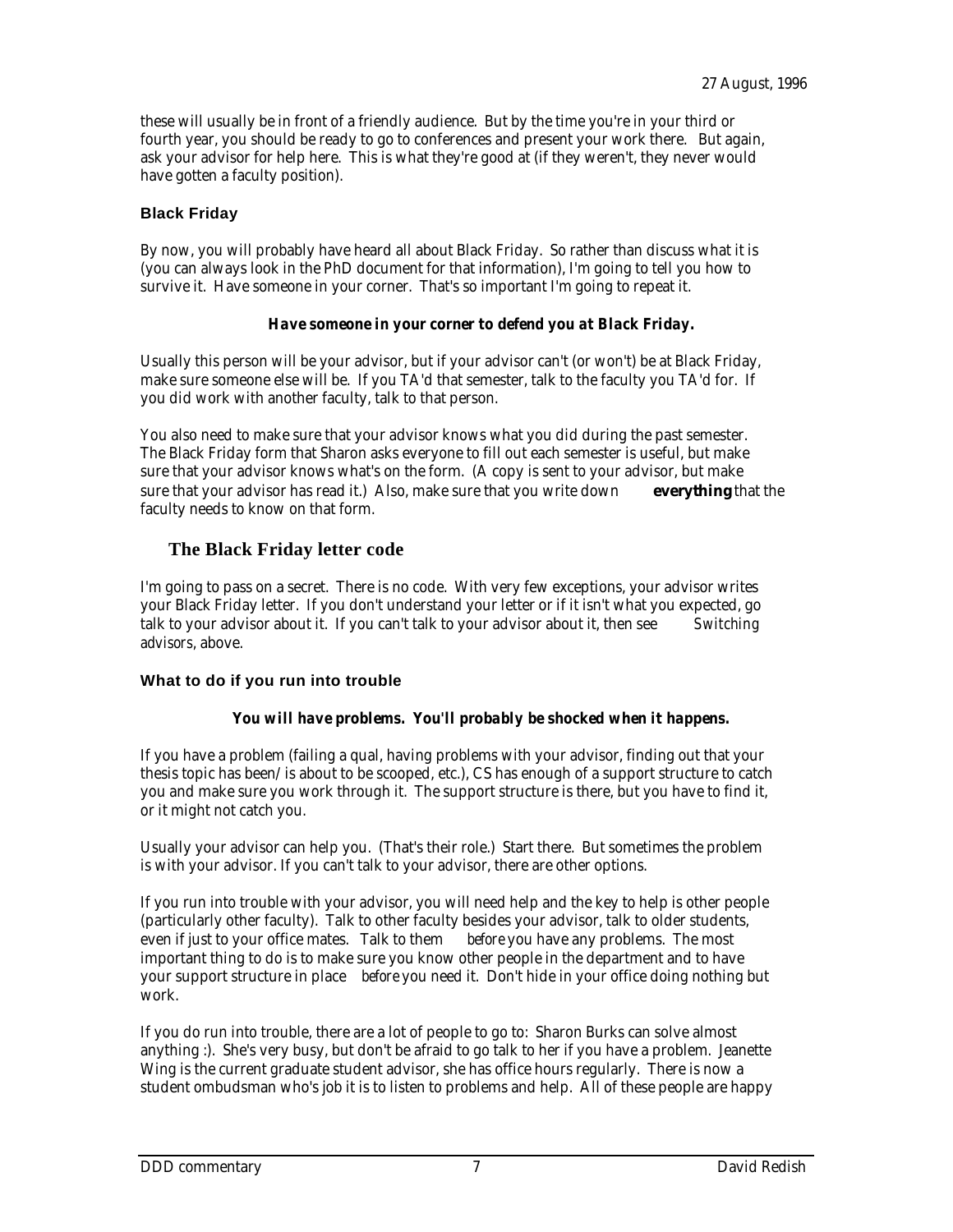these will usually be in front of a friendly audience. But by the time you're in your third or fourth year, you should be ready to go to conferences and present your work there. But again, ask your advisor for help here. This is what they're good at (if they weren't, they never would have gotten a faculty position).

### Black Friday

By now, you will probably have heard all about Black Friday. So rather than discuss what it is (you can always look in the PhD document for that information), I'm going to tell you how to survive it. Have someone in your corner. That's so important I'm going to repeat it.

***Have someone in your corner to defend you at Black Friday.***

Usually this person will be your advisor, but if your advisor can't (or won't) be at Black Friday, make sure someone else will be. If you TA'd that semester, talk to the faculty you TA'd for. If you did work with another faculty, talk to that person.

You also need to make sure that your advisor knows what you did during the past semester. The Black Friday form that Sharon asks everyone to fill out each semester is useful, but make sure that your advisor knows what's on the form. (A copy is sent to your advisor, but make sure that your advisor has read it.) Also, make sure that you write down **everything** that the faculty needs to know on that form.

## The Black Friday letter code

I'm going to pass on a secret. There is no code. With very few exceptions, your advisor writes your Black Friday letter. If you don't understand your letter or if it isn't what you expected, go talk to your advisor about it. If you can't talk to your advisor about it, then see *Switching advisors*, above.

### What to do if you run into trouble

***You will have problems. You'll probably be shocked when it happens.***

If you have a problem (failing a qual, having problems with your advisor, finding out that your thesis topic has been/ is about to be scooped, etc.), CS has enough of a support structure to catch you and make sure you work through it. The support structure is there, but you have to find it, or it might not catch you.

Usually your advisor can help you. (That's their role.) Start there. But sometimes the problem is with your advisor. If you can't talk to your advisor, there are other options.

If you run into trouble with your advisor, you will need help and the key to help is other people (particularly other faculty). Talk to other faculty besides your advisor, talk to older students, even if just to your office mates. Talk to them *before* you have any problems. The most important thing to do is to make sure you know other people in the department and to have your support structure in place *before* you need it. Don't hide in your office doing nothing but work.

If you do run into trouble, there are a lot of people to go to: Sharon Burks can solve almost anything :). She's very busy, but don't be afraid to go talk to her if you have a problem. Jeanette Wing is the current graduate student advisor, she has office hours regularly. There is now a student ombudsman who's job it is to listen to problems and help. All of these people are happy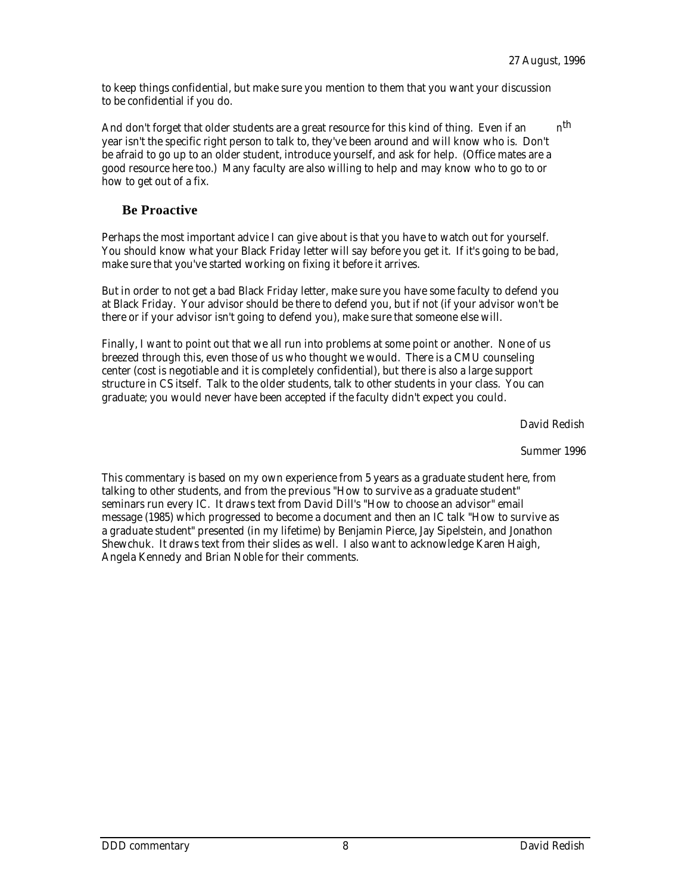to keep things confidential, but make sure you mention to them that you want your discussion to be confidential if you do.

And don't forget that older students are a great resource for this kind of thing. Even if an $n^{th}$ year isn't the specific right person to talk to, they've been around and will know who is. Don't be afraid to go up to an older student, introduce yourself, and ask for help. (Office mates are a good resource here too.) Many faculty are also willing to help and may know who to go to or how to get out of a fix.

## Be Proactive

Perhaps the most important advice I can give about is that you have to watch out for yourself. You should know what your Black Friday letter will say before you get it. If it's going to be bad, make sure that you've started working on fixing it before it arrives.

But in order to not get a bad Black Friday letter, make sure you have some faculty to defend you at Black Friday. Your advisor should be there to defend you, but if not (if your advisor won't be there or if your advisor isn't going to defend you), make sure that someone else will.

Finally, I want to point out that we all run into problems at some point or another. None of us breezed through this, even those of us who thought we would. There is a CMU counseling center (cost is negotiable and it is completely confidential), but there is also a large support structure in CS itself. Talk to the older students, talk to other students in your class. You can graduate; you would never have been accepted if the faculty didn't expect you could.

David Redish

Summer 1996

This commentary is based on my own experience from 5 years as a graduate student here, from talking to other students, and from the previous "How to survive as a graduate student" seminars run every IC. It draws text from David Dill's "How to choose an advisor" email message (1985) which progressed to become a document and then an IC talk "How to survive as a graduate student" presented (in my lifetime) by Benjamin Pierce, Jay Sipelstein, and Jonathon Shewchuk. It draws text from their slides as well. I also want to acknowledge Karen Haigh, Angela Kennedy and Brian Noble for their comments.